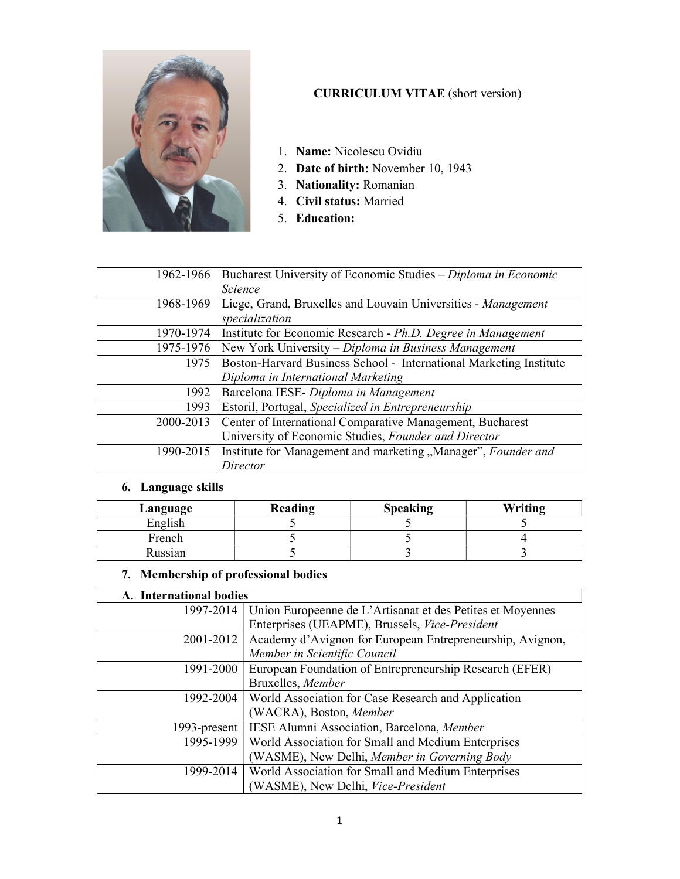**CURRICULUM VITAE** (short version)

1. **Name:** Nicolescu Ovidiu
2. **Date of birth:** November 10, 1943
3. **Nationality:** Romanian
4. **Civil status:** Married
5. **Education:**

| | |
|---|---|
| 1962-1966 | Bucharest University of Economic Studies – *Diploma in Economic Science* |
| 1968-1969 | Liege, Grand, Bruxelles and Louvain Universities - *Management specialization* |
| 1970-1974 | Institute for Economic Research - *Ph.D. Degree in Management* |
| 1975-1976 | New York University – *Diploma in Business Management* |
| 1975 | Boston-Harvard Business School - International Marketing Institute *Diploma in International Marketing* |
| 1992 | Barcelona IESE- *Diploma in Management* |
| 1993 | Estoril, Portugal, *Specialized in Entrepreneurship* |
| 2000-2013 | Center of International Comparative Management, Bucharest University of Economic Studies, *Founder and Director* |
| 1990-2015 | Institute for Management and marketing „Manager", *Founder and Director* |

6. **Language skills**

| Language | Reading | Speaking | Writing |
|---|---|---|---|
| English | 5 | 5 | 5 |
| French | 5 | 5 | 4 |
| Russian | 5 | 3 | 3 |

7. **Membership of professional bodies**

| **A. International bodies** | |
|---|---|
| 1997-2014 | Union Europeenne de L'Artisanat et des Petites et Moyennes Enterprises (UEAPME), Brussels, *Vice-President* |
| 2001-2012 | Academy d'Avignon for European Entrepreneurship, Avignon, *Member in Scientific Council* |
| 1991-2000 | European Foundation of Entrepreneurship Research (EFER) Bruxelles, *Member* |
| 1992-2004 | World Association for Case Research and Application (WACRA), Boston, *Member* |
| 1993-present | IESE Alumni Association, Barcelona, *Member* |
| 1995-1999 | World Association for Small and Medium Enterprises (WASME), New Delhi, *Member in Governing Body* |
| 1999-2014 | World Association for Small and Medium Enterprises (WASME), New Delhi, *Vice-President* |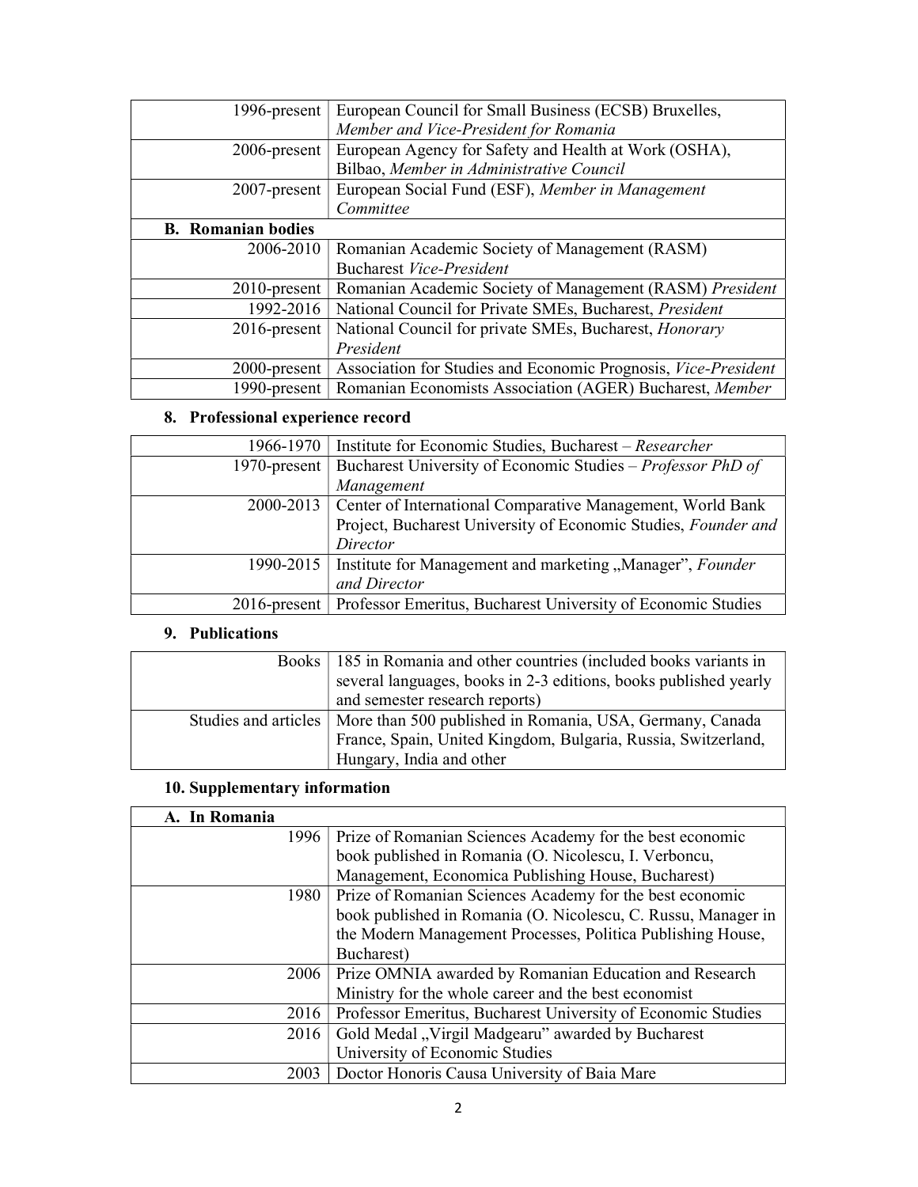| | |
|---|---|
| 1996-present | European Council for Small Business (ECSB) Bruxelles, *Member and Vice-President for Romania* |
| 2006-present | European Agency for Safety and Health at Work (OSHA), Bilbao, *Member in Administrative Council* |
| 2007-present | European Social Fund (ESF), *Member in Management Committee* |
| **B. Romanian bodies** | |
| 2006-2010 | Romanian Academic Society of Management (RASM) Bucharest *Vice-President* |
| 2010-present | Romanian Academic Society of Management (RASM) *President* |
| 1992-2016 | National Council for Private SMEs, Bucharest, *President* |
| 2016-present | National Council for private SMEs, Bucharest, *Honorary President* |
| 2000-present | Association for Studies and Economic Prognosis, *Vice-President* |
| 1990-present | Romanian Economists Association (AGER) Bucharest, *Member* |

## 8. Professional experience record

| | |
|---|---|
| 1966-1970 | Institute for Economic Studies, Bucharest – *Researcher* |
| 1970-present | Bucharest University of Economic Studies – *Professor PhD of Management* |
| 2000-2013 | Center of International Comparative Management, World Bank Project, Bucharest University of Economic Studies, *Founder and Director* |
| 1990-2015 | Institute for Management and marketing „Manager", *Founder and Director* |
| 2016-present | Professor Emeritus, Bucharest University of Economic Studies |

## 9. Publications

| | |
|---|---|
| Books | 185 in Romania and other countries (included books variants in several languages, books in 2-3 editions, books published yearly and semester research reports) |
| Studies and articles | More than 500 published in Romania, USA, Germany, Canada France, Spain, United Kingdom, Bulgaria, Russia, Switzerland, Hungary, India and other |

## 10. Supplementary information

| | |
|---|---|
| **A. In Romania** | |
| 1996 | Prize of Romanian Sciences Academy for the best economic book published in Romania (O. Nicolescu, I. Verboncu, Management, Economica Publishing House, Bucharest) |
| 1980 | Prize of Romanian Sciences Academy for the best economic book published in Romania (O. Nicolescu, C. Russu, Manager in the Modern Management Processes, Politica Publishing House, Bucharest) |
| 2006 | Prize OMNIA awarded by Romanian Education and Research Ministry for the whole career and the best economist |
| 2016 | Professor Emeritus, Bucharest University of Economic Studies |
| 2016 | Gold Medal „Virgil Madgearu" awarded by Bucharest University of Economic Studies |
| 2003 | Doctor Honoris Causa University of Baia Mare |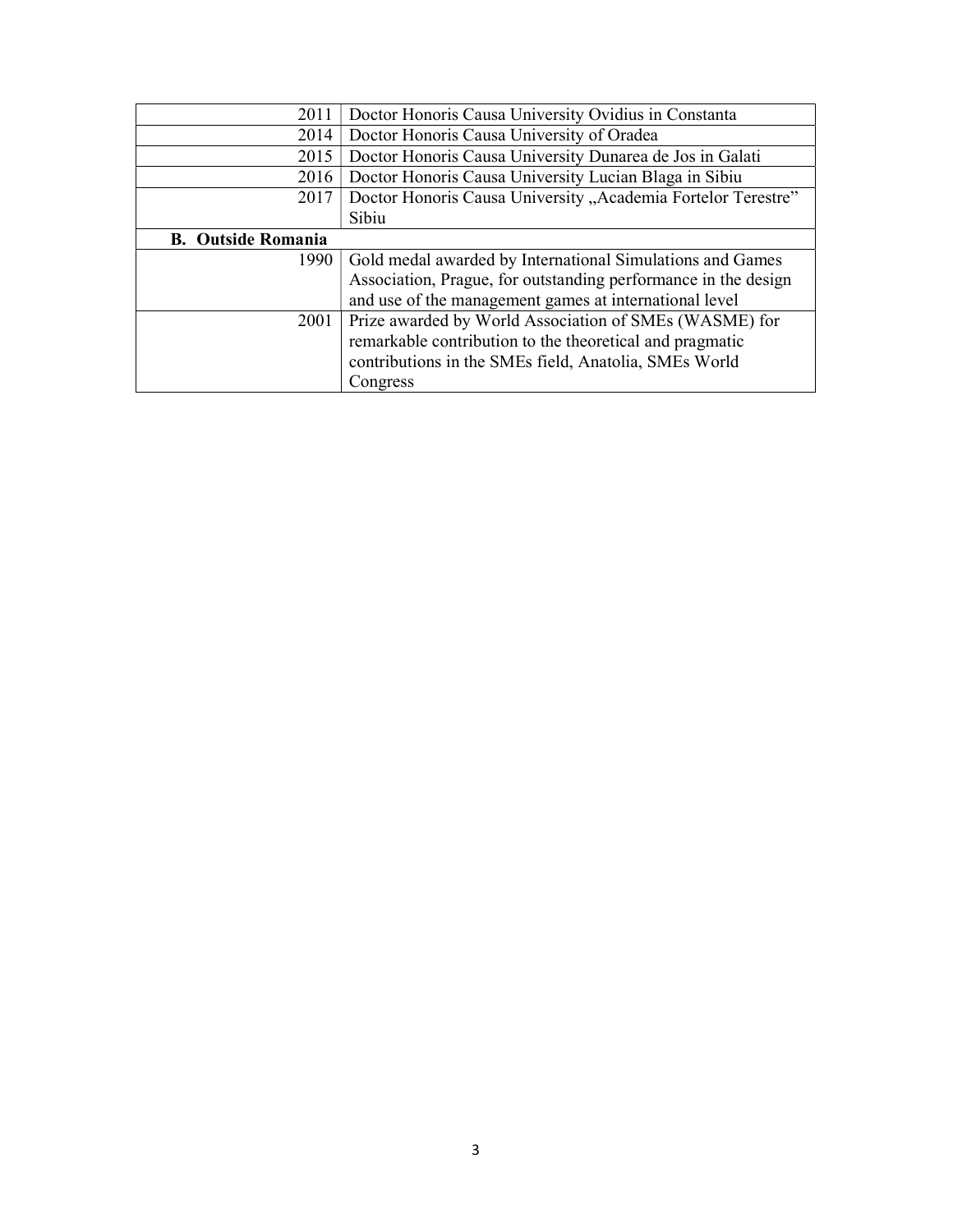| | |
|---|---|
| 2011 | Doctor Honoris Causa University Ovidius in Constanta |
| 2014 | Doctor Honoris Causa University of Oradea |
| 2015 | Doctor Honoris Causa University Dunarea de Jos in Galati |
| 2016 | Doctor Honoris Causa University Lucian Blaga in Sibiu |
| 2017 | Doctor Honoris Causa University „Academia Fortelor Terestre" Sibiu |
| **B. Outside Romania** | |
| 1990 | Gold medal awarded by International Simulations and Games Association, Prague, for outstanding performance in the design and use of the management games at international level |
| 2001 | Prize awarded by World Association of SMEs (WASME) for remarkable contribution to the theoretical and pragmatic contributions in the SMEs field, Anatolia, SMEs World Congress |